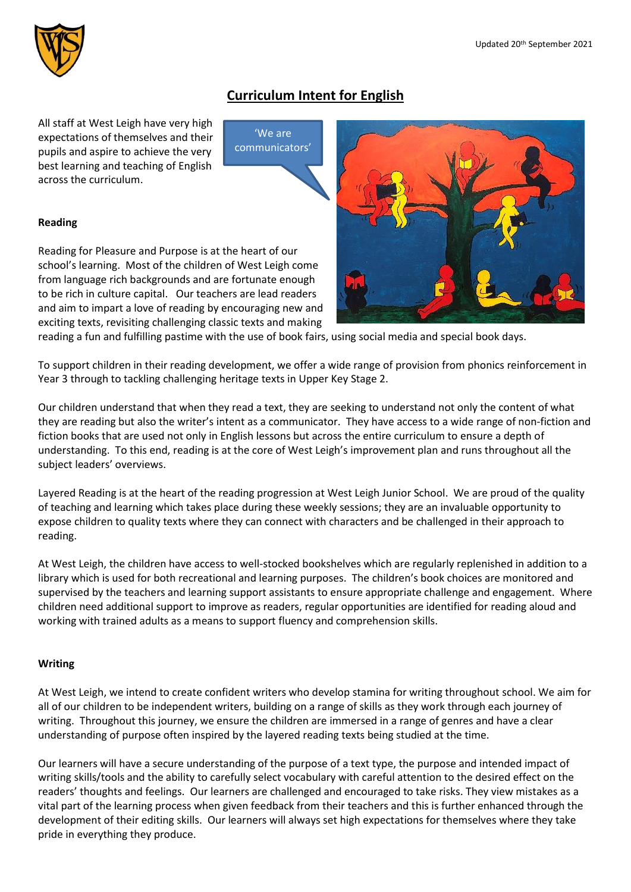Updated 20th September 2021

# Curriculum Intent for English

All staff at West Leigh have very high expectations of themselves and their pupils and aspire to achieve the very best learning and teaching of English across the curriculum.

'We are communicators'

**Reading**

Reading for Pleasure and Purpose is at the heart of our school's learning. Most of the children of West Leigh come from language rich backgrounds and are fortunate enough to be rich in culture capital. Our teachers are lead readers and aim to impart a love of reading by encouraging new and exciting texts, revisiting challenging classic texts and making reading a fun and fulfilling pastime with the use of book fairs, using social media and special book days.

To support children in their reading development, we offer a wide range of provision from phonics reinforcement in Year 3 through to tackling challenging heritage texts in Upper Key Stage 2.

Our children understand that when they read a text, they are seeking to understand not only the content of what they are reading but also the writer's intent as a communicator. They have access to a wide range of non-fiction and fiction books that are used not only in English lessons but across the entire curriculum to ensure a depth of understanding. To this end, reading is at the core of West Leigh's improvement plan and runs throughout all the subject leaders' overviews.

Layered Reading is at the heart of the reading progression at West Leigh Junior School. We are proud of the quality of teaching and learning which takes place during these weekly sessions; they are an invaluable opportunity to expose children to quality texts where they can connect with characters and be challenged in their approach to reading.

At West Leigh, the children have access to well-stocked bookshelves which are regularly replenished in addition to a library which is used for both recreational and learning purposes. The children's book choices are monitored and supervised by the teachers and learning support assistants to ensure appropriate challenge and engagement. Where children need additional support to improve as readers, regular opportunities are identified for reading aloud and working with trained adults as a means to support fluency and comprehension skills.

**Writing**

At West Leigh, we intend to create confident writers who develop stamina for writing throughout school. We aim for all of our children to be independent writers, building on a range of skills as they work through each journey of writing. Throughout this journey, we ensure the children are immersed in a range of genres and have a clear understanding of purpose often inspired by the layered reading texts being studied at the time.

Our learners will have a secure understanding of the purpose of a text type, the purpose and intended impact of writing skills/tools and the ability to carefully select vocabulary with careful attention to the desired effect on the readers' thoughts and feelings. Our learners are challenged and encouraged to take risks. They view mistakes as a vital part of the learning process when given feedback from their teachers and this is further enhanced through the development of their editing skills. Our learners will always set high expectations for themselves where they take pride in everything they produce.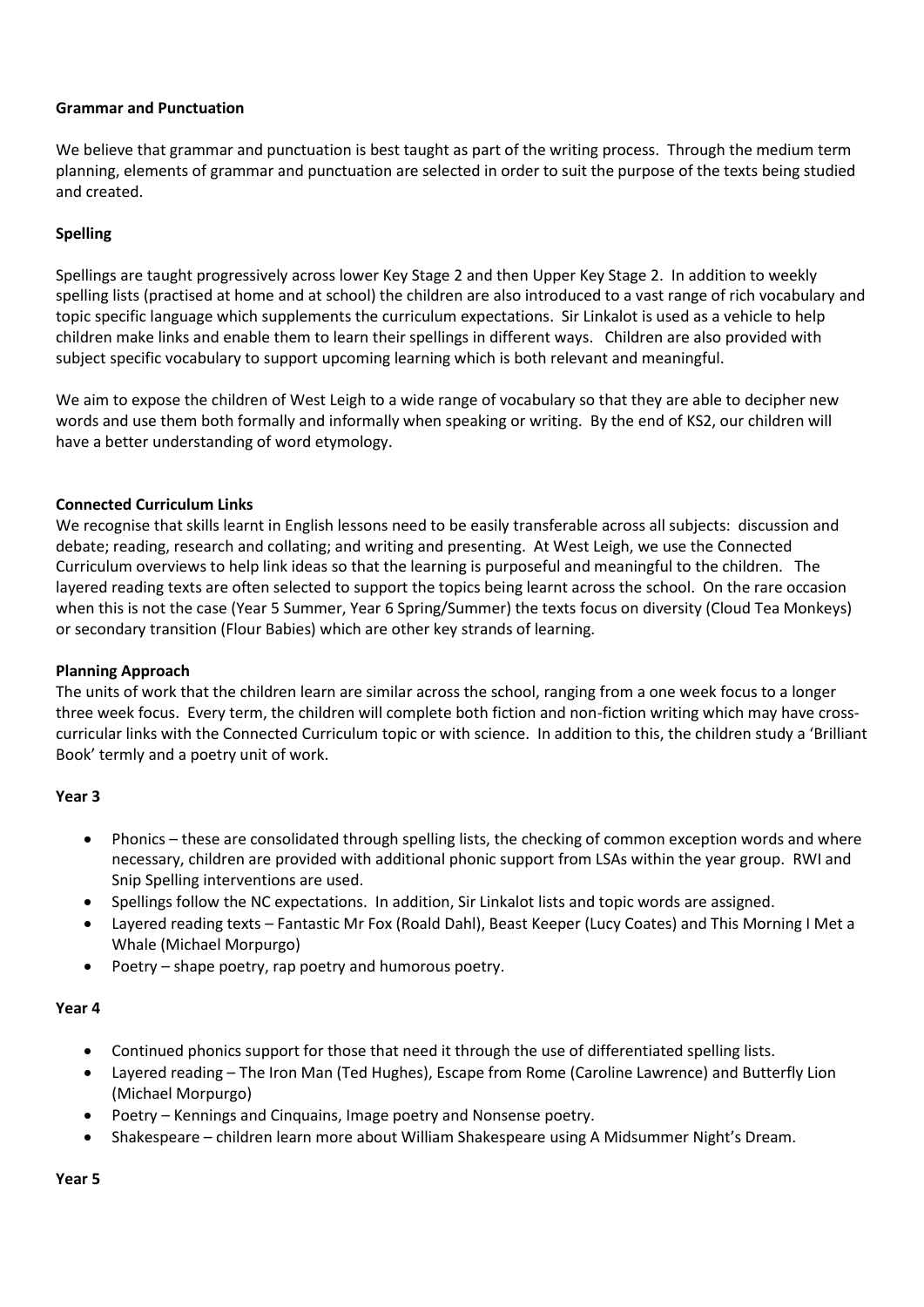**Grammar and Punctuation**

We believe that grammar and punctuation is best taught as part of the writing process. Through the medium term planning, elements of grammar and punctuation are selected in order to suit the purpose of the texts being studied and created.

**Spelling**

Spellings are taught progressively across lower Key Stage 2 and then Upper Key Stage 2. In addition to weekly spelling lists (practised at home and at school) the children are also introduced to a vast range of rich vocabulary and topic specific language which supplements the curriculum expectations. Sir Linkalot is used as a vehicle to help children make links and enable them to learn their spellings in different ways. Children are also provided with subject specific vocabulary to support upcoming learning which is both relevant and meaningful.

We aim to expose the children of West Leigh to a wide range of vocabulary so that they are able to decipher new words and use them both formally and informally when speaking or writing. By the end of KS2, our children will have a better understanding of word etymology.

**Connected Curriculum Links**

We recognise that skills learnt in English lessons need to be easily transferable across all subjects: discussion and debate; reading, research and collating; and writing and presenting. At West Leigh, we use the Connected Curriculum overviews to help link ideas so that the learning is purposeful and meaningful to the children. The layered reading texts are often selected to support the topics being learnt across the school. On the rare occasion when this is not the case (Year 5 Summer, Year 6 Spring/Summer) the texts focus on diversity (Cloud Tea Monkeys) or secondary transition (Flour Babies) which are other key strands of learning.

**Planning Approach**

The units of work that the children learn are similar across the school, ranging from a one week focus to a longer three week focus. Every term, the children will complete both fiction and non-fiction writing which may have cross-curricular links with the Connected Curriculum topic or with science. In addition to this, the children study a 'Brilliant Book' termly and a poetry unit of work.

**Year 3**

- Phonics – these are consolidated through spelling lists, the checking of common exception words and where necessary, children are provided with additional phonic support from LSAs within the year group. RWI and Snip Spelling interventions are used.
- Spellings follow the NC expectations. In addition, Sir Linkalot lists and topic words are assigned.
- Layered reading texts – Fantastic Mr Fox (Roald Dahl), Beast Keeper (Lucy Coates) and This Morning I Met a Whale (Michael Morpurgo)
- Poetry – shape poetry, rap poetry and humorous poetry.

**Year 4**

- Continued phonics support for those that need it through the use of differentiated spelling lists.
- Layered reading – The Iron Man (Ted Hughes), Escape from Rome (Caroline Lawrence) and Butterfly Lion (Michael Morpurgo)
- Poetry – Kennings and Cinquains, Image poetry and Nonsense poetry.
- Shakespeare – children learn more about William Shakespeare using A Midsummer Night's Dream.

**Year 5**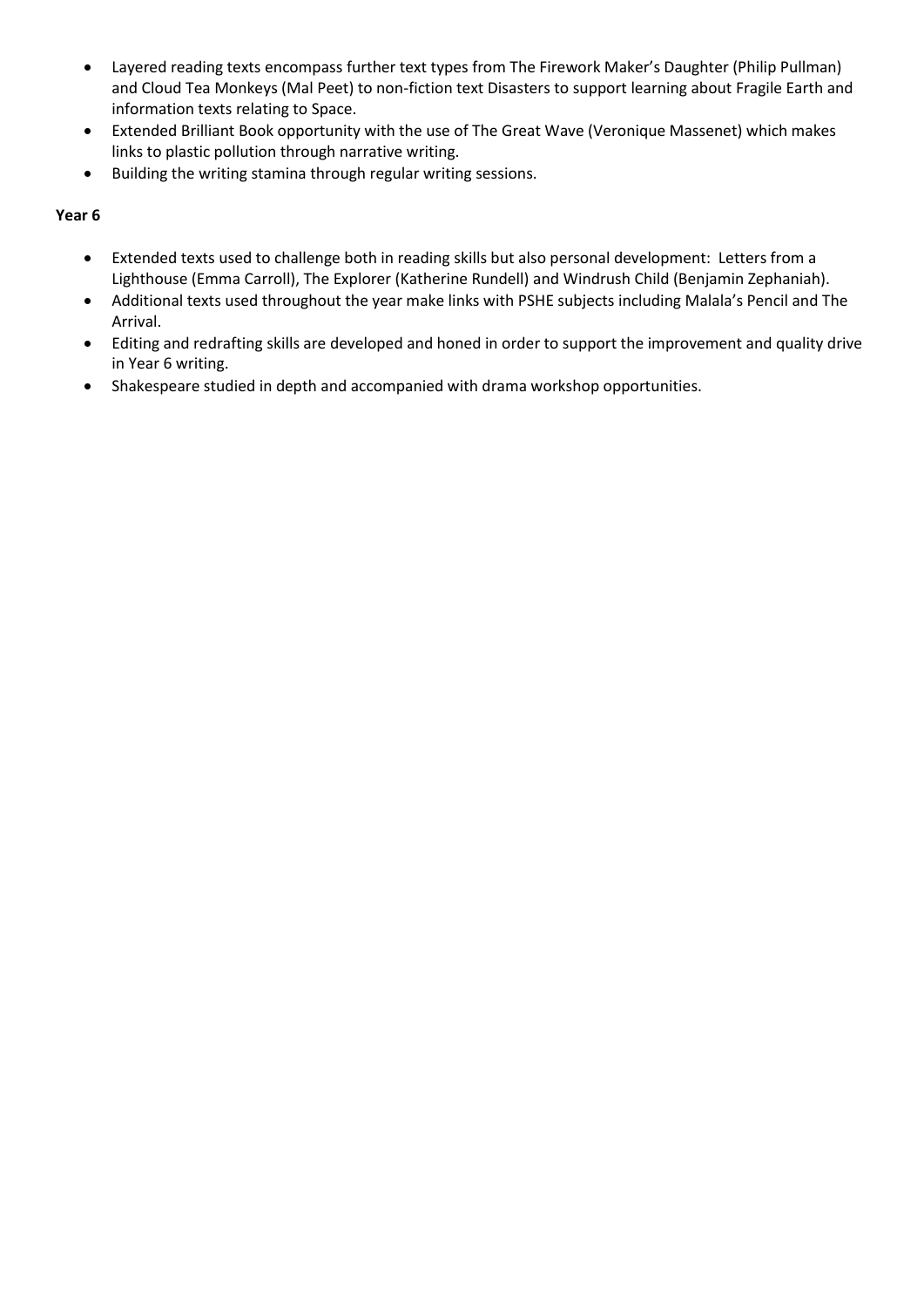- Layered reading texts encompass further text types from The Firework Maker's Daughter (Philip Pullman) and Cloud Tea Monkeys (Mal Peet) to non-fiction text Disasters to support learning about Fragile Earth and information texts relating to Space.
- Extended Brilliant Book opportunity with the use of The Great Wave (Veronique Massenet) which makes links to plastic pollution through narrative writing.
- Building the writing stamina through regular writing sessions.

**Year 6**

- Extended texts used to challenge both in reading skills but also personal development: Letters from a Lighthouse (Emma Carroll), The Explorer (Katherine Rundell) and Windrush Child (Benjamin Zephaniah).
- Additional texts used throughout the year make links with PSHE subjects including Malala's Pencil and The Arrival.
- Editing and redrafting skills are developed and honed in order to support the improvement and quality drive in Year 6 writing.
- Shakespeare studied in depth and accompanied with drama workshop opportunities.